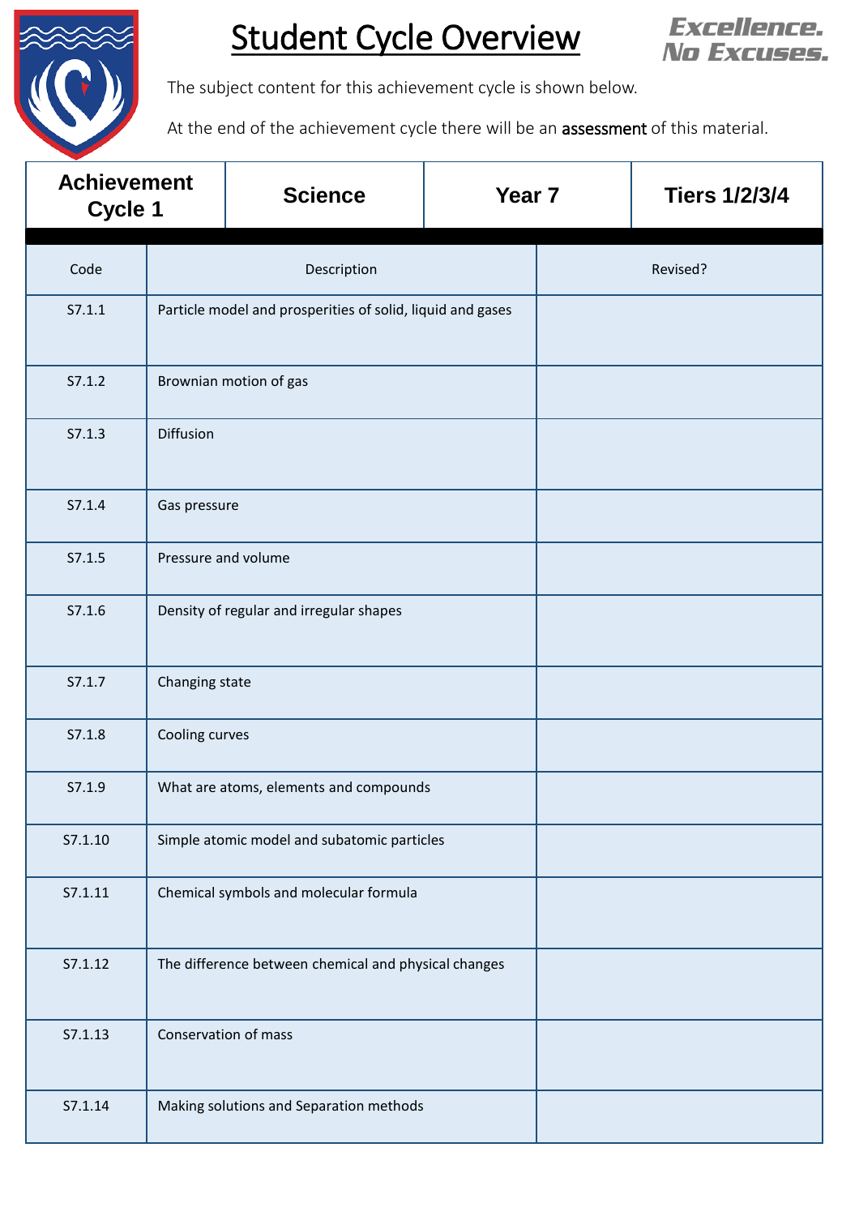# Student Cycle Overview

**Excellence. No Excuses.**

The subject content for this achievement cycle is shown below.

At the end of the achievement cycle there will be an assessment of this material.

| Achievement Cycle 1 | Science | Year 7 | Tiers 1/2/3/4 |
|---|---|---|---|

| Code | Description | Revised? |
|---|---|---|
| S7.1.1 | Particle model and prosperities of solid, liquid and gases | |
| S7.1.2 | Brownian motion of gas | |
| S7.1.3 | Diffusion | |
| S7.1.4 | Gas pressure | |
| S7.1.5 | Pressure and volume | |
| S7.1.6 | Density of regular and irregular shapes | |
| S7.1.7 | Changing state | |
| S7.1.8 | Cooling curves | |
| S7.1.9 | What are atoms, elements and compounds | |
| S7.1.10 | Simple atomic model and subatomic particles | |
| S7.1.11 | Chemical symbols and molecular formula | |
| S7.1.12 | The difference between chemical and physical changes | |
| S7.1.13 | Conservation of mass | |
| S7.1.14 | Making solutions and Separation methods | |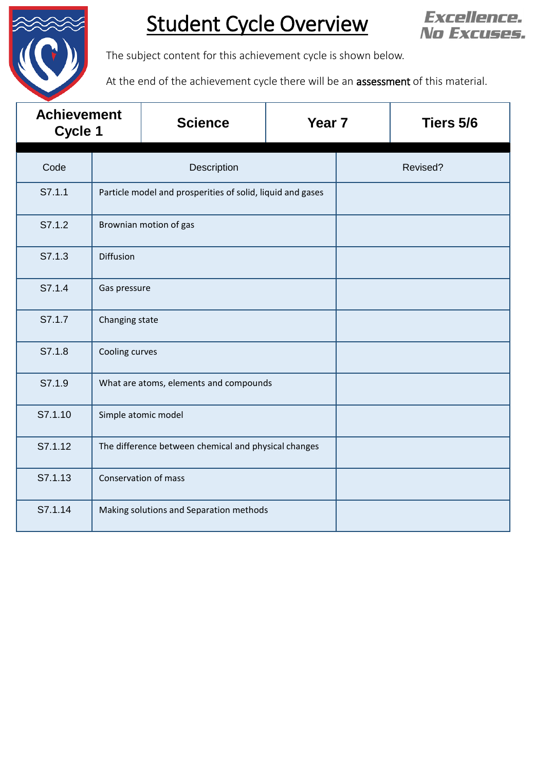# Student Cycle Overview

**Excellence. No Excuses.**

The subject content for this achievement cycle is shown below.

At the end of the achievement cycle there will be an **assessment** of this material.

| **Achievement Cycle 1** | **Science** | **Year 7** | **Tiers 5/6** |
|---|---|---|---|

| Code | Description | Revised? |
|---|---|---|
| S7.1.1 | Particle model and prosperities of solid, liquid and gases | |
| S7.1.2 | Brownian motion of gas | |
| S7.1.3 | Diffusion | |
| S7.1.4 | Gas pressure | |
| S7.1.7 | Changing state | |
| S7.1.8 | Cooling curves | |
| S7.1.9 | What are atoms, elements and compounds | |
| S7.1.10 | Simple atomic model | |
| S7.1.12 | The difference between chemical and physical changes | |
| S7.1.13 | Conservation of mass | |
| S7.1.14 | Making solutions and Separation methods | |